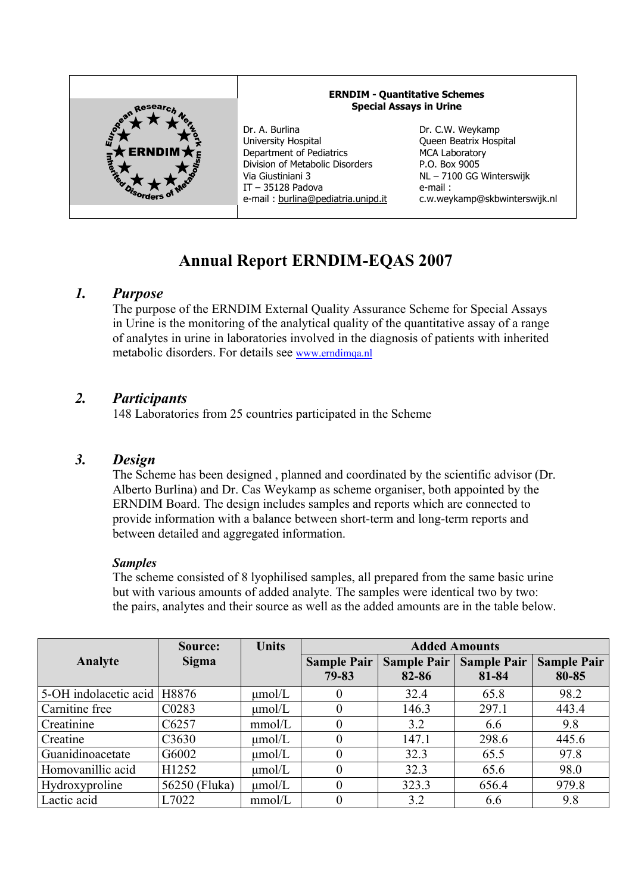**ERNDIM - Quantitative Schemes**
**Special Assays in Urine**

Dr. A. Burlina
University Hospital
Department of Pediatrics
Division of Metabolic Disorders
Via Giustiniani 3
IT – 35128 Padova
e-mail : burlina@pediatria.unipd.it

Dr. C.W. Weykamp
Queen Beatrix Hospital
MCA Laboratory
P.O. Box 9005
NL – 7100 GG Winterswijk
e-mail :
c.w.weykamp@skbwinterswijk.nl

# Annual Report ERNDIM-EQAS 2007

## *1. Purpose*

The purpose of the ERNDIM External Quality Assurance Scheme for Special Assays in Urine is the monitoring of the analytical quality of the quantitative assay of a range of analytes in urine in laboratories involved in the diagnosis of patients with inherited metabolic disorders. For details see www.erndimqa.nl

## *2. Participants*

148 Laboratories from 25 countries participated in the Scheme

## *3. Design*

The Scheme has been designed , planned and coordinated by the scientific advisor (Dr. Alberto Burlina) and Dr. Cas Weykamp as scheme organiser, both appointed by the ERNDIM Board. The design includes samples and reports which are connected to provide information with a balance between short-term and long-term reports and between detailed and aggregated information.

### *Samples*

The scheme consisted of 8 lyophilised samples, all prepared from the same basic urine but with various amounts of added analyte. The samples were identical two by two: the pairs, analytes and their source as well as the added amounts are in the table below.

| Analyte | Source: Sigma | Units | Added Amounts | | | |
|---|---|---|---|---|---|---|
| | | | Sample Pair 79-83 | Sample Pair 82-86 | Sample Pair 81-84 | Sample Pair 80-85 |
| 5-OH indolacetic acid | H8876 | µmol/L | 0 | 32.4 | 65.8 | 98.2 |
| Carnitine free | C0283 | µmol/L | 0 | 146.3 | 297.1 | 443.4 |
| Creatinine | C6257 | mmol/L | 0 | 3.2 | 6.6 | 9.8 |
| Creatine | C3630 | µmol/L | 0 | 147.1 | 298.6 | 445.6 |
| Guanidinoacetate | G6002 | µmol/L | 0 | 32.3 | 65.5 | 97.8 |
| Homovanillic acid | H1252 | µmol/L | 0 | 32.3 | 65.6 | 98.0 |
| Hydroxyproline | 56250 (Fluka) | µmol/L | 0 | 323.3 | 656.4 | 979.8 |
| Lactic acid | L7022 | mmol/L | 0 | 3.2 | 6.6 | 9.8 |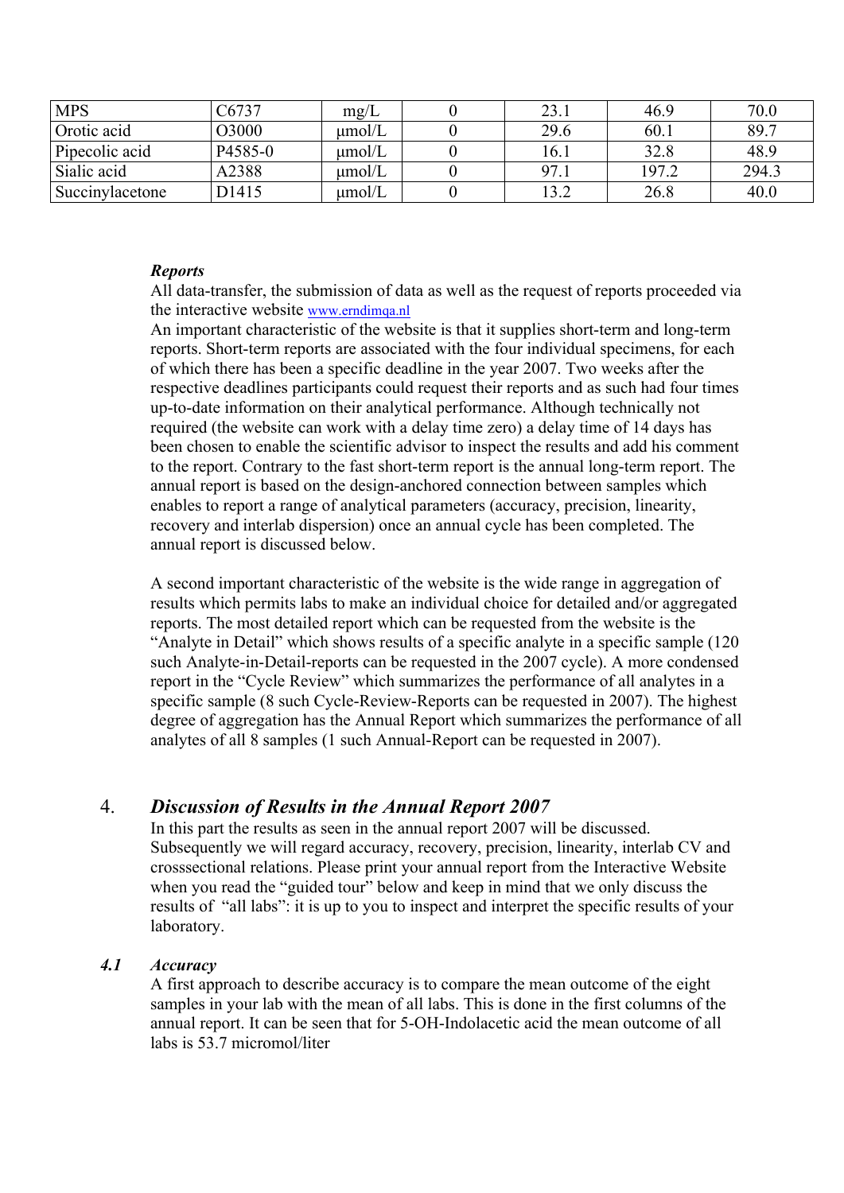| MPS | C6737 | mg/L | 0 | 23.1 | 46.9 | 70.0 |
|---|---|---|---|---|---|---|
| Orotic acid | O3000 | µmol/L | 0 | 29.6 | 60.1 | 89.7 |
| Pipecolic acid | P4585-0 | µmol/L | 0 | 16.1 | 32.8 | 48.9 |
| Sialic acid | A2388 | µmol/L | 0 | 97.1 | 197.2 | 294.3 |
| Succinylacetone | D1415 | µmol/L | 0 | 13.2 | 26.8 | 40.0 |

***Reports***

All data-transfer, the submission of data as well as the request of reports proceeded via the interactive website www.erndimqa.nl

An important characteristic of the website is that it supplies short-term and long-term reports. Short-term reports are associated with the four individual specimens, for each of which there has been a specific deadline in the year 2007. Two weeks after the respective deadlines participants could request their reports and as such had four times up-to-date information on their analytical performance. Although technically not required (the website can work with a delay time zero) a delay time of 14 days has been chosen to enable the scientific advisor to inspect the results and add his comment to the report. Contrary to the fast short-term report is the annual long-term report. The annual report is based on the design-anchored connection between samples which enables to report a range of analytical parameters (accuracy, precision, linearity, recovery and interlab dispersion) once an annual cycle has been completed. The annual report is discussed below.

A second important characteristic of the website is the wide range in aggregation of results which permits labs to make an individual choice for detailed and/or aggregated reports. The most detailed report which can be requested from the website is the "Analyte in Detail" which shows results of a specific analyte in a specific sample (120 such Analyte-in-Detail-reports can be requested in the 2007 cycle). A more condensed report in the "Cycle Review" which summarizes the performance of all analytes in a specific sample (8 such Cycle-Review-Reports can be requested in 2007). The highest degree of aggregation has the Annual Report which summarizes the performance of all analytes of all 8 samples (1 such Annual-Report can be requested in 2007).

## 4. *Discussion of Results in the Annual Report 2007*

In this part the results as seen in the annual report 2007 will be discussed. Subsequently we will regard accuracy, recovery, precision, linearity, interlab CV and crosssectional relations. Please print your annual report from the Interactive Website when you read the "guided tour" below and keep in mind that we only discuss the results of "all labs": it is up to you to inspect and interpret the specific results of your laboratory.

### *4.1 Accuracy*

A first approach to describe accuracy is to compare the mean outcome of the eight samples in your lab with the mean of all labs. This is done in the first columns of the annual report. It can be seen that for 5-OH-Indolacetic acid the mean outcome of all labs is 53.7 micromol/liter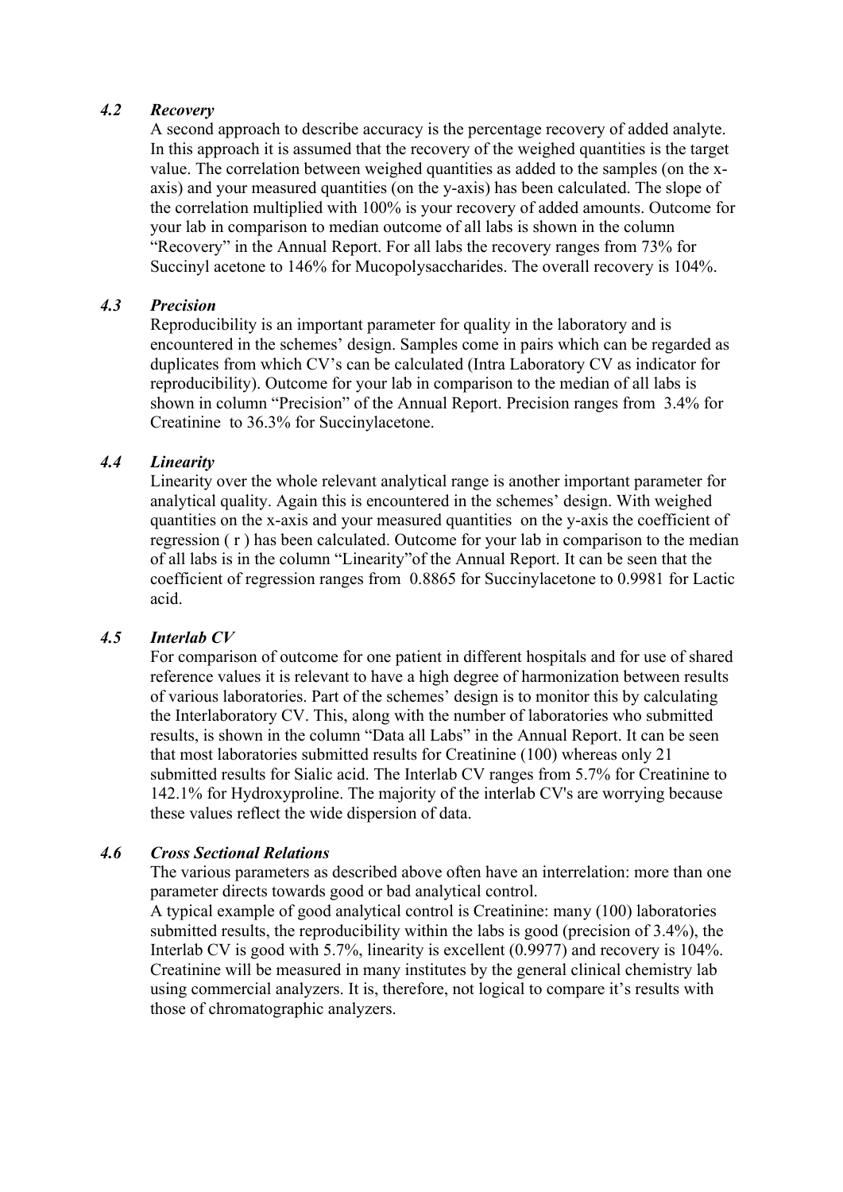### *4.2 Recovery*

A second approach to describe accuracy is the percentage recovery of added analyte. In this approach it is assumed that the recovery of the weighed quantities is the target value. The correlation between weighed quantities as added to the samples (on the x-axis) and your measured quantities (on the y-axis) has been calculated. The slope of the correlation multiplied with 100% is your recovery of added amounts. Outcome for your lab in comparison to median outcome of all labs is shown in the column "Recovery" in the Annual Report. For all labs the recovery ranges from 73% for Succinyl acetone to 146% for Mucopolysaccharides. The overall recovery is 104%.

### *4.3 Precision*

Reproducibility is an important parameter for quality in the laboratory and is encountered in the schemes' design. Samples come in pairs which can be regarded as duplicates from which CV's can be calculated (Intra Laboratory CV as indicator for reproducibility). Outcome for your lab in comparison to the median of all labs is shown in column "Precision" of the Annual Report. Precision ranges from 3.4% for Creatinine to 36.3% for Succinylacetone.

### *4.4 Linearity*

Linearity over the whole relevant analytical range is another important parameter for analytical quality. Again this is encountered in the schemes' design. With weighed quantities on the x-axis and your measured quantities on the y-axis the coefficient of regression ( r ) has been calculated. Outcome for your lab in comparison to the median of all labs is in the column "Linearity"of the Annual Report. It can be seen that the coefficient of regression ranges from 0.8865 for Succinylacetone to 0.9981 for Lactic acid.

### *4.5 Interlab CV*

For comparison of outcome for one patient in different hospitals and for use of shared reference values it is relevant to have a high degree of harmonization between results of various laboratories. Part of the schemes' design is to monitor this by calculating the Interlaboratory CV. This, along with the number of laboratories who submitted results, is shown in the column "Data all Labs" in the Annual Report. It can be seen that most laboratories submitted results for Creatinine (100) whereas only 21 submitted results for Sialic acid. The Interlab CV ranges from 5.7% for Creatinine to 142.1% for Hydroxyproline. The majority of the interlab CV's are worrying because these values reflect the wide dispersion of data.

### *4.6 Cross Sectional Relations*

The various parameters as described above often have an interrelation: more than one parameter directs towards good or bad analytical control.

A typical example of good analytical control is Creatinine: many (100) laboratories submitted results, the reproducibility within the labs is good (precision of 3.4%), the Interlab CV is good with 5.7%, linearity is excellent (0.9977) and recovery is 104%. Creatinine will be measured in many institutes by the general clinical chemistry lab using commercial analyzers. It is, therefore, not logical to compare it's results with those of chromatographic analyzers.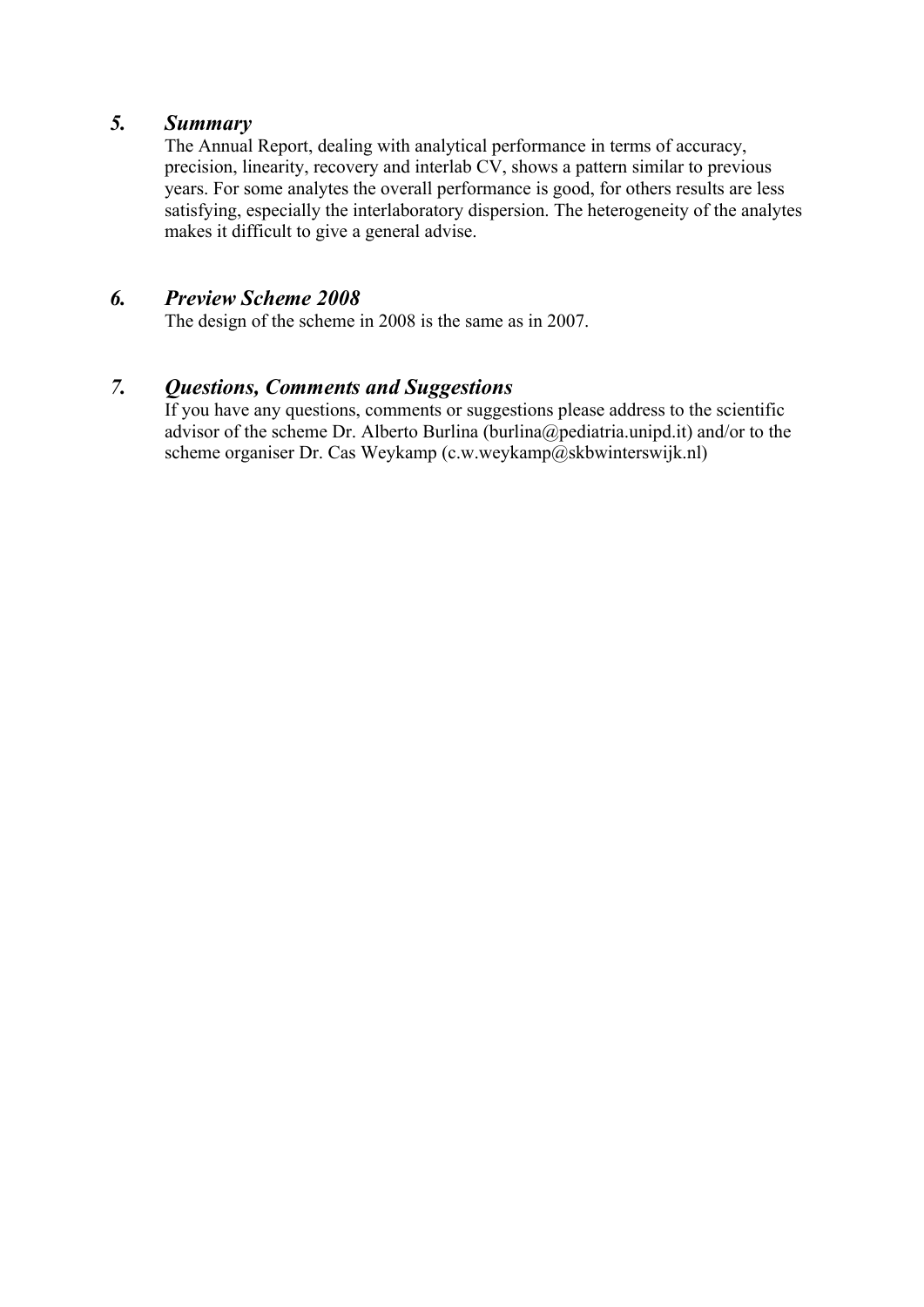## *5. Summary*

The Annual Report, dealing with analytical performance in terms of accuracy, precision, linearity, recovery and interlab CV, shows a pattern similar to previous years. For some analytes the overall performance is good, for others results are less satisfying, especially the interlaboratory dispersion. The heterogeneity of the analytes makes it difficult to give a general advise.

## *6. Preview Scheme 2008*

The design of the scheme in 2008 is the same as in 2007.

## *7. Questions, Comments and Suggestions*

If you have any questions, comments or suggestions please address to the scientific advisor of the scheme Dr. Alberto Burlina (burlina@pediatria.unipd.it) and/or to the scheme organiser Dr. Cas Weykamp (c.w.weykamp@skbwinterswijk.nl)